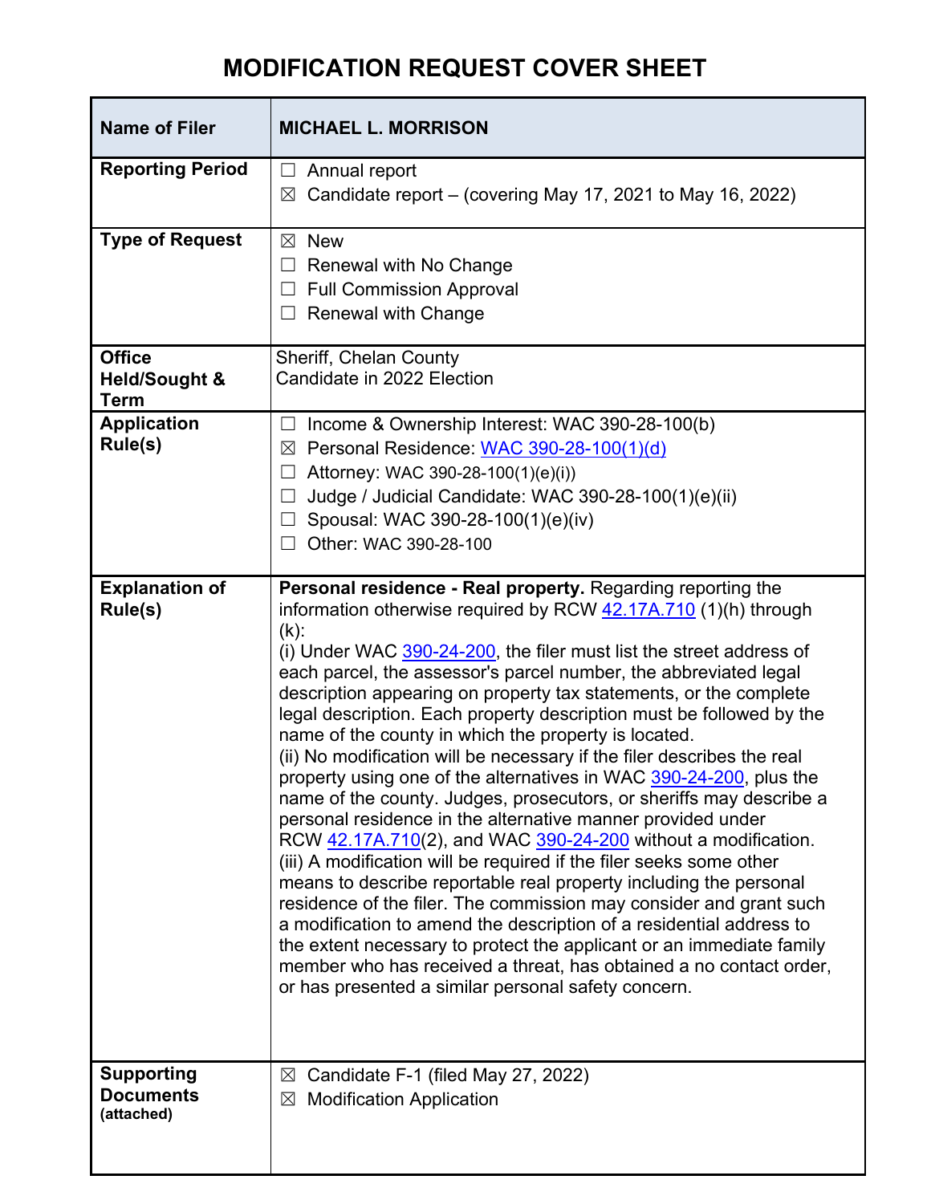# MODIFICATION REQUEST COVER SHEET

| Name of Filer | MICHAEL L. MORRISON |
|---|---|
| Reporting Period | ☐ Annual report<br>☒ Candidate report – (covering May 17, 2021 to May 16, 2022) |
| Type of Request | ☒ New<br>☐ Renewal with No Change<br>☐ Full Commission Approval<br>☐ Renewal with Change |
| Office Held/Sought & Term | Sheriff, Chelan County<br>Candidate in 2022 Election |
| Application Rule(s) | ☐ Income & Ownership Interest: WAC 390-28-100(b)<br>☒ Personal Residence: WAC 390-28-100(1)(d)<br>☐ Attorney: WAC 390-28-100(1)(e)(i))<br>☐ Judge / Judicial Candidate: WAC 390-28-100(1)(e)(ii)<br>☐ Spousal: WAC 390-28-100(1)(e)(iv)<br>☐ Other: WAC 390-28-100 |
| Explanation of Rule(s) | **Personal residence - Real property.** Regarding reporting the information otherwise required by RCW 42.17A.710 (1)(h) through (k):<br>(i) Under WAC 390-24-200, the filer must list the street address of each parcel, the assessor's parcel number, the abbreviated legal description appearing on property tax statements, or the complete legal description. Each property description must be followed by the name of the county in which the property is located.<br>(ii) No modification will be necessary if the filer describes the real property using one of the alternatives in WAC 390-24-200, plus the name of the county. Judges, prosecutors, or sheriffs may describe a personal residence in the alternative manner provided under RCW 42.17A.710(2), and WAC 390-24-200 without a modification.<br>(iii) A modification will be required if the filer seeks some other means to describe reportable real property including the personal residence of the filer. The commission may consider and grant such a modification to amend the description of a residential address to the extent necessary to protect the applicant or an immediate family member who has received a threat, has obtained a no contact order, or has presented a similar personal safety concern. |
| Supporting Documents (attached) | ☒ Candidate F-1 (filed May 27, 2022)<br>☒ Modification Application |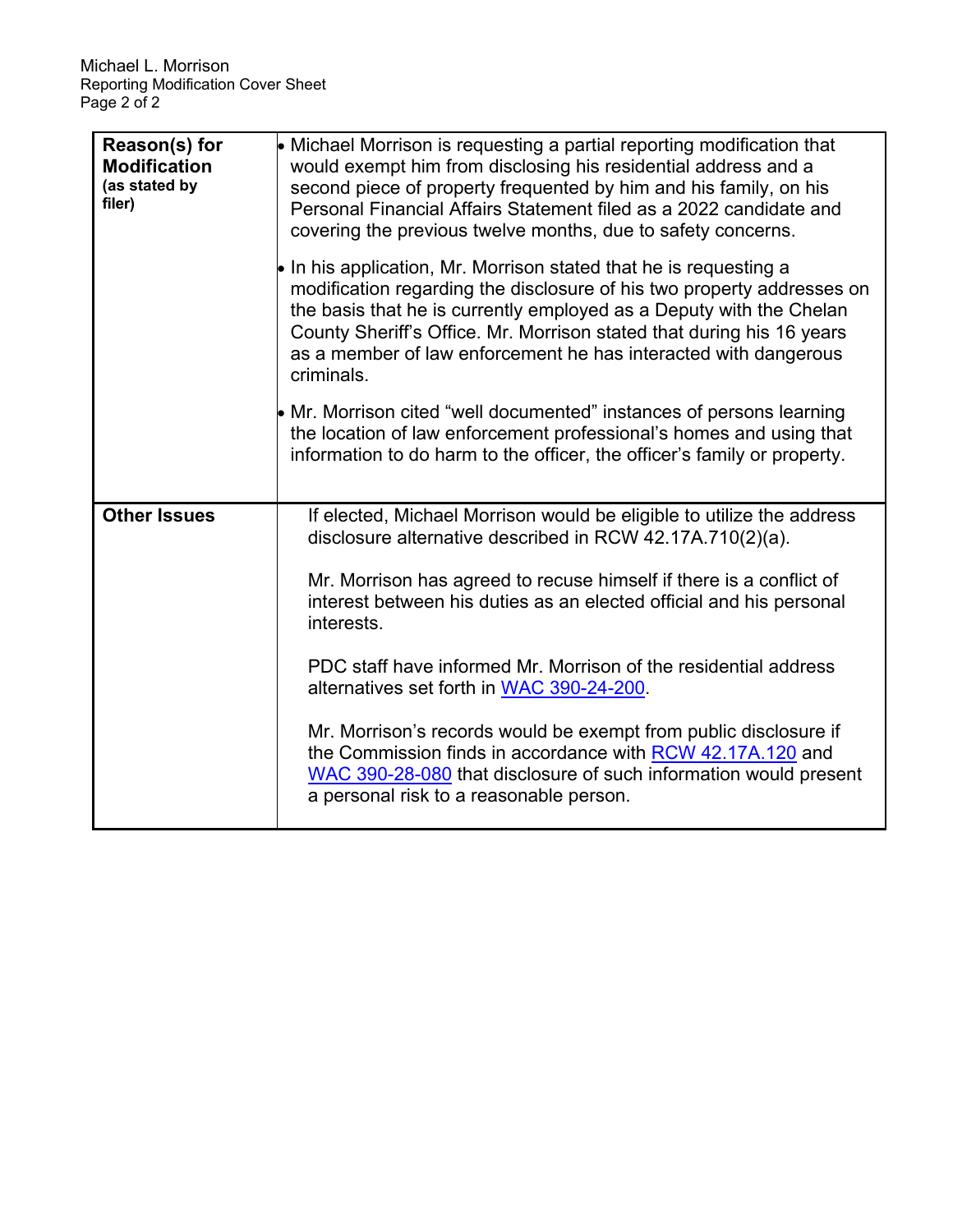| | |
|---|---|
| **Reason(s) for Modification** **(as stated by filer)** | • Michael Morrison is requesting a partial reporting modification that would exempt him from disclosing his residential address and a second piece of property frequented by him and his family, on his Personal Financial Affairs Statement filed as a 2022 candidate and covering the previous twelve months, due to safety concerns.<br><br>• In his application, Mr. Morrison stated that he is requesting a modification regarding the disclosure of his two property addresses on the basis that he is currently employed as a Deputy with the Chelan County Sheriff's Office. Mr. Morrison stated that during his 16 years as a member of law enforcement he has interacted with dangerous criminals.<br><br>• Mr. Morrison cited "well documented" instances of persons learning the location of law enforcement professional's homes and using that information to do harm to the officer, the officer's family or property. |
| **Other Issues** | If elected, Michael Morrison would be eligible to utilize the address disclosure alternative described in RCW 42.17A.710(2)(a).<br><br>Mr. Morrison has agreed to recuse himself if there is a conflict of interest between his duties as an elected official and his personal interests.<br><br>PDC staff have informed Mr. Morrison of the residential address alternatives set forth in WAC 390-24-200.<br><br>Mr. Morrison's records would be exempt from public disclosure if the Commission finds in accordance with RCW 42.17A.120 and WAC 390-28-080 that disclosure of such information would present a personal risk to a reasonable person. |